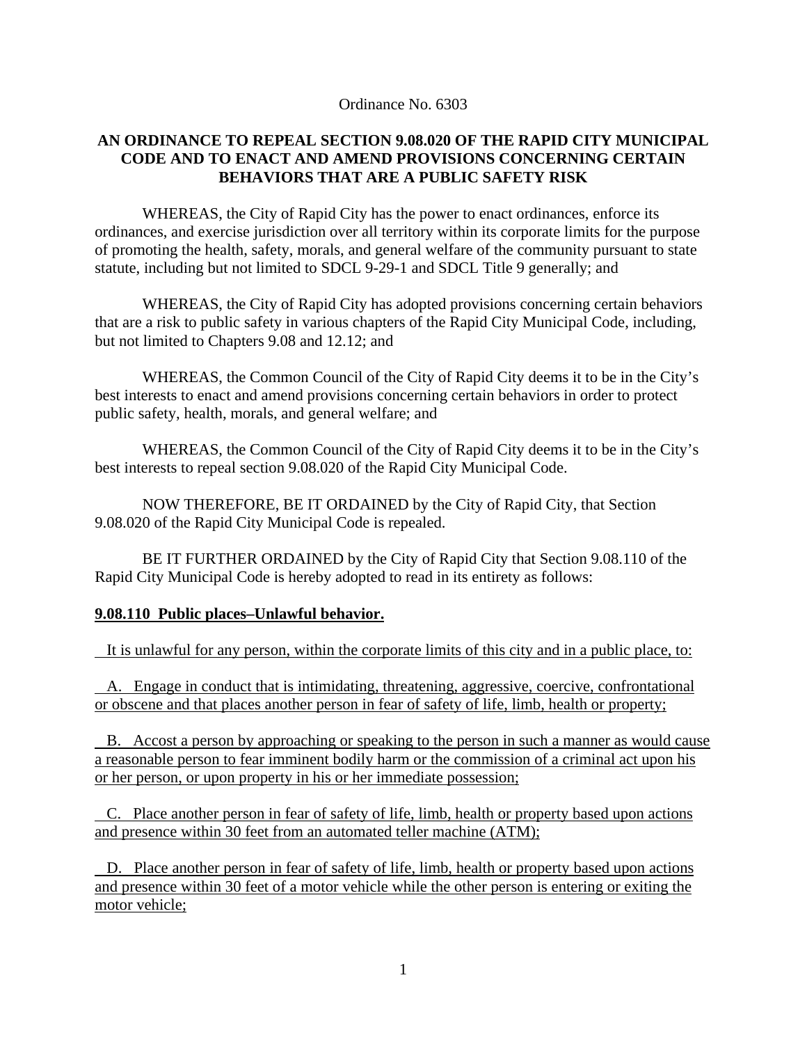Ordinance No. 6303

**AN ORDINANCE TO REPEAL SECTION 9.08.020 OF THE RAPID CITY MUNICIPAL CODE AND TO ENACT AND AMEND PROVISIONS CONCERNING CERTAIN BEHAVIORS THAT ARE A PUBLIC SAFETY RISK**

WHEREAS, the City of Rapid City has the power to enact ordinances, enforce its ordinances, and exercise jurisdiction over all territory within its corporate limits for the purpose of promoting the health, safety, morals, and general welfare of the community pursuant to state statute, including but not limited to SDCL 9-29-1 and SDCL Title 9 generally; and

WHEREAS, the City of Rapid City has adopted provisions concerning certain behaviors that are a risk to public safety in various chapters of the Rapid City Municipal Code, including, but not limited to Chapters 9.08 and 12.12; and

WHEREAS, the Common Council of the City of Rapid City deems it to be in the City's best interests to enact and amend provisions concerning certain behaviors in order to protect public safety, health, morals, and general welfare; and

WHEREAS, the Common Council of the City of Rapid City deems it to be in the City's best interests to repeal section 9.08.020 of the Rapid City Municipal Code.

NOW THEREFORE, BE IT ORDAINED by the City of Rapid City, that Section 9.08.020 of the Rapid City Municipal Code is repealed.

BE IT FURTHER ORDAINED by the City of Rapid City that Section 9.08.110 of the Rapid City Municipal Code is hereby adopted to read in its entirety as follows:

**9.08.110 Public places–Unlawful behavior.**

It is unlawful for any person, within the corporate limits of this city and in a public place, to:

A. Engage in conduct that is intimidating, threatening, aggressive, coercive, confrontational or obscene and that places another person in fear of safety of life, limb, health or property;

B. Accost a person by approaching or speaking to the person in such a manner as would cause a reasonable person to fear imminent bodily harm or the commission of a criminal act upon his or her person, or upon property in his or her immediate possession;

C. Place another person in fear of safety of life, limb, health or property based upon actions and presence within 30 feet from an automated teller machine (ATM);

D. Place another person in fear of safety of life, limb, health or property based upon actions and presence within 30 feet of a motor vehicle while the other person is entering or exiting the motor vehicle;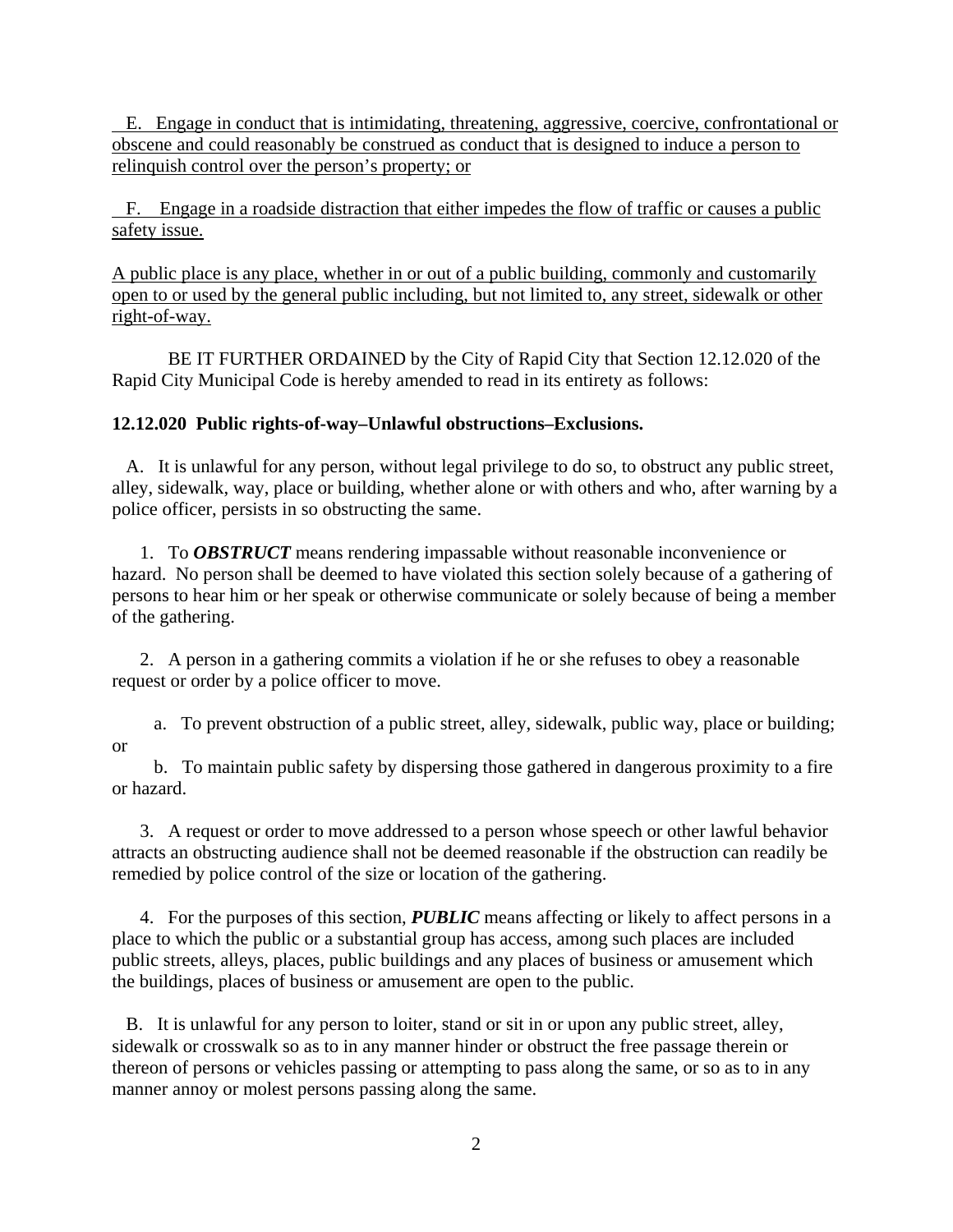E. Engage in conduct that is intimidating, threatening, aggressive, coercive, confrontational or obscene and could reasonably be construed as conduct that is designed to induce a person to relinquish control over the person's property; or

F. Engage in a roadside distraction that either impedes the flow of traffic or causes a public safety issue.

A public place is any place, whether in or out of a public building, commonly and customarily open to or used by the general public including, but not limited to, any street, sidewalk or other right-of-way.

BE IT FURTHER ORDAINED by the City of Rapid City that Section 12.12.020 of the Rapid City Municipal Code is hereby amended to read in its entirety as follows:

**12.12.020 Public rights-of-way–Unlawful obstructions–Exclusions.**

A. It is unlawful for any person, without legal privilege to do so, to obstruct any public street, alley, sidewalk, way, place or building, whether alone or with others and who, after warning by a police officer, persists in so obstructing the same.

1. To ***OBSTRUCT*** means rendering impassable without reasonable inconvenience or hazard. No person shall be deemed to have violated this section solely because of a gathering of persons to hear him or her speak or otherwise communicate or solely because of being a member of the gathering.

2. A person in a gathering commits a violation if he or she refuses to obey a reasonable request or order by a police officer to move.

a. To prevent obstruction of a public street, alley, sidewalk, public way, place or building; or

b. To maintain public safety by dispersing those gathered in dangerous proximity to a fire or hazard.

3. A request or order to move addressed to a person whose speech or other lawful behavior attracts an obstructing audience shall not be deemed reasonable if the obstruction can readily be remedied by police control of the size or location of the gathering.

4. For the purposes of this section, ***PUBLIC*** means affecting or likely to affect persons in a place to which the public or a substantial group has access, among such places are included public streets, alleys, places, public buildings and any places of business or amusement which the buildings, places of business or amusement are open to the public.

B. It is unlawful for any person to loiter, stand or sit in or upon any public street, alley, sidewalk or crosswalk so as to in any manner hinder or obstruct the free passage therein or thereon of persons or vehicles passing or attempting to pass along the same, or so as to in any manner annoy or molest persons passing along the same.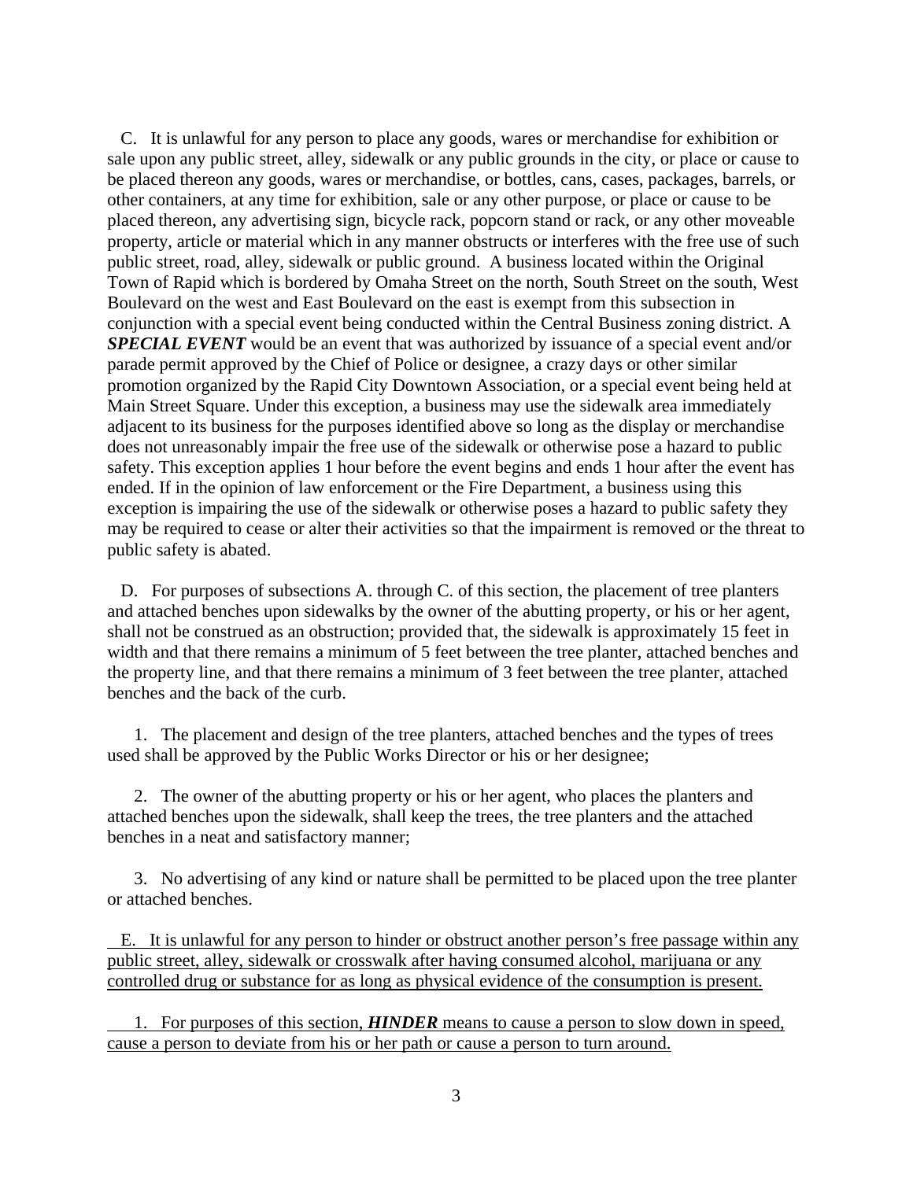C. It is unlawful for any person to place any goods, wares or merchandise for exhibition or sale upon any public street, alley, sidewalk or any public grounds in the city, or place or cause to be placed thereon any goods, wares or merchandise, or bottles, cans, cases, packages, barrels, or other containers, at any time for exhibition, sale or any other purpose, or place or cause to be placed thereon, any advertising sign, bicycle rack, popcorn stand or rack, or any other moveable property, article or material which in any manner obstructs or interferes with the free use of such public street, road, alley, sidewalk or public ground. A business located within the Original Town of Rapid which is bordered by Omaha Street on the north, South Street on the south, West Boulevard on the west and East Boulevard on the east is exempt from this subsection in conjunction with a special event being conducted within the Central Business zoning district. A ***SPECIAL EVENT*** would be an event that was authorized by issuance of a special event and/or parade permit approved by the Chief of Police or designee, a crazy days or other similar promotion organized by the Rapid City Downtown Association, or a special event being held at Main Street Square. Under this exception, a business may use the sidewalk area immediately adjacent to its business for the purposes identified above so long as the display or merchandise does not unreasonably impair the free use of the sidewalk or otherwise pose a hazard to public safety. This exception applies 1 hour before the event begins and ends 1 hour after the event has ended. If in the opinion of law enforcement or the Fire Department, a business using this exception is impairing the use of the sidewalk or otherwise poses a hazard to public safety they may be required to cease or alter their activities so that the impairment is removed or the threat to public safety is abated.

D. For purposes of subsections A. through C. of this section, the placement of tree planters and attached benches upon sidewalks by the owner of the abutting property, or his or her agent, shall not be construed as an obstruction; provided that, the sidewalk is approximately 15 feet in width and that there remains a minimum of 5 feet between the tree planter, attached benches and the property line, and that there remains a minimum of 3 feet between the tree planter, attached benches and the back of the curb.

1. The placement and design of the tree planters, attached benches and the types of trees used shall be approved by the Public Works Director or his or her designee;

2. The owner of the abutting property or his or her agent, who places the planters and attached benches upon the sidewalk, shall keep the trees, the tree planters and the attached benches in a neat and satisfactory manner;

3. No advertising of any kind or nature shall be permitted to be placed upon the tree planter or attached benches.

E. It is unlawful for any person to hinder or obstruct another person's free passage within any public street, alley, sidewalk or crosswalk after having consumed alcohol, marijuana or any controlled drug or substance for as long as physical evidence of the consumption is present.

1. For purposes of this section, ***HINDER*** means to cause a person to slow down in speed, cause a person to deviate from his or her path or cause a person to turn around.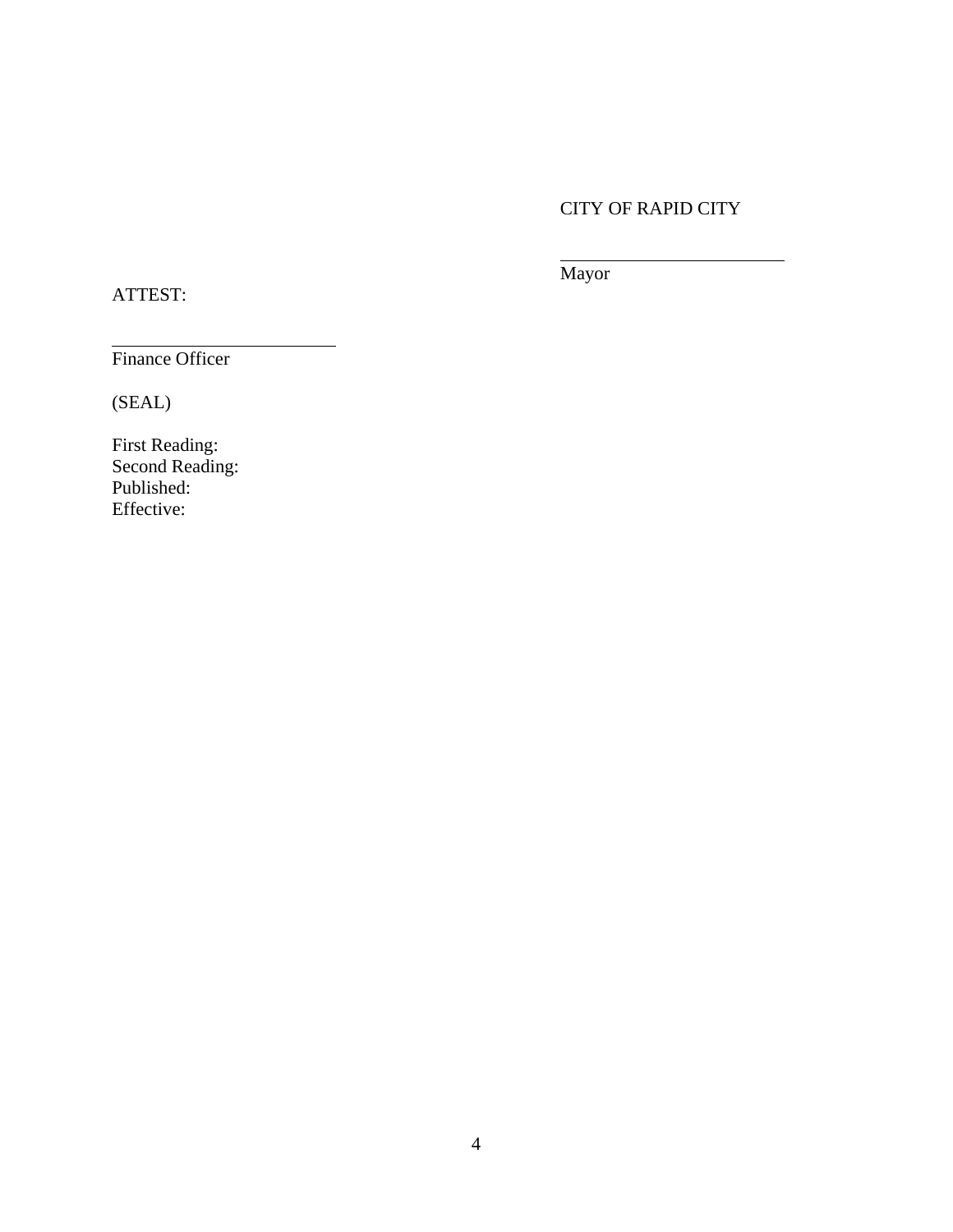CITY OF RAPID CITY

\_\_\_\_\_\_\_\_\_\_\_\_\_\_\_\_\_\_\_\_\_\_\_\_\_\_
Mayor

ATTEST:

\_\_\_\_\_\_\_\_\_\_\_\_\_\_\_\_\_\_\_\_\_\_\_\_\_\_
Finance Officer

(SEAL)

First Reading:
Second Reading:
Published:
Effective: